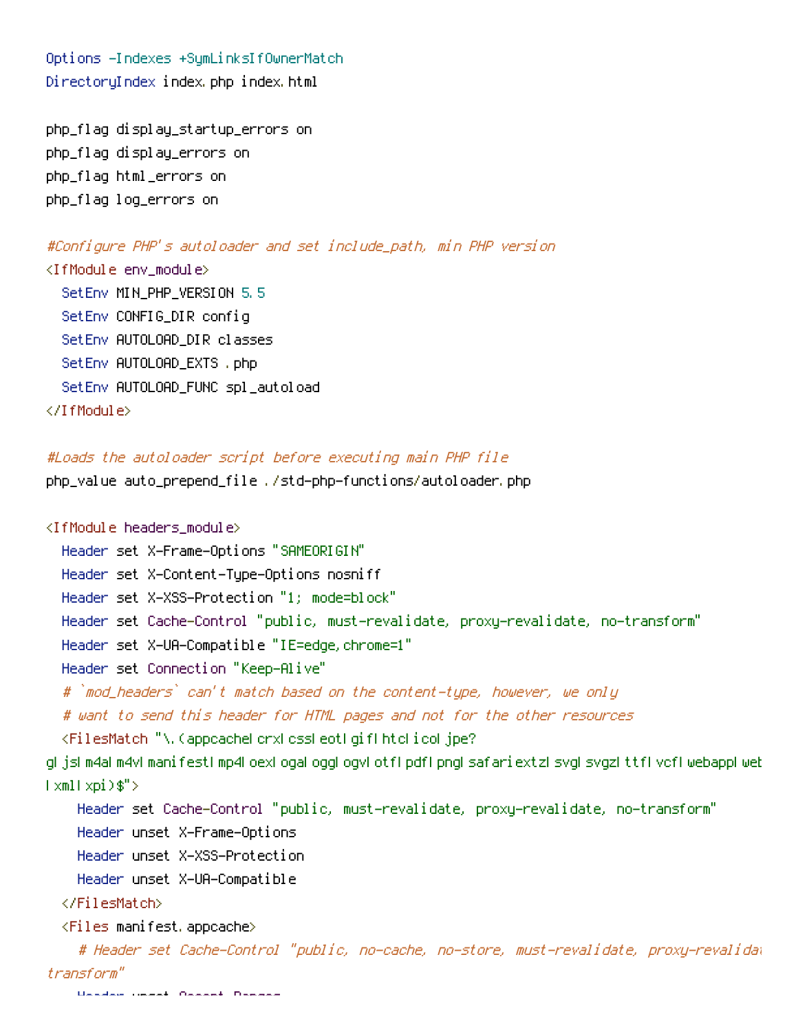```
Options -Indexes +SymLinksIfOwnerMatch
DirectoryIndex index.php index.html

php_flag display_startup_errors on
php_flag display_errors on
php_flag html_errors on
php_flag log_errors on

#Configure PHP's autoloader and set include_path, min PHP version
<IfModule env_module>
  SetEnv MIN_PHP_VERSION 5.5
  SetEnv CONFIG_DIR config
  SetEnv AUTOLOAD_DIR classes
  SetEnv AUTOLOAD_EXTS .php
  SetEnv AUTOLOAD_FUNC spl_autoload
</IfModule>

#Loads the autoloader script before executing main PHP file
php_value auto_prepend_file ./std-php-functions/autoloader.php

<IfModule headers_module>
  Header set X-Frame-Options "SAMEORIGIN"
  Header set X-Content-Type-Options nosniff
  Header set X-XSS-Protection "1; mode=block"
  Header set Cache-Control "public, must-revalidate, proxy-revalidate, no-transform"
  Header set X-UA-Compatible "IE=edge,chrome=1"
  Header set Connection "Keep-Alive"
  # `mod_headers` can't match based on the content-type, however, we only
  # want to send this header for HTML pages and not for the other resources
  <FilesMatch "\.(appcache|crx|css|eot|gif|htc|ico|jpe?
g|js|m4a|m4v|manifest|mp4|oex|oga|ogg|ogv|otf|pdf|png|safariextz|svg|svgz|ttf|vcf|webapp|web
|xml|xpi)$">
    Header set Cache-Control "public, must-revalidate, proxy-revalidate, no-transform"
    Header unset X-Frame-Options
    Header unset X-XSS-Protection
    Header unset X-UA-Compatible
  </FilesMatch>
  <Files manifest.appcache>
    # Header set Cache-Control "public, no-cache, no-store, must-revalidate, proxy-revalida
transform"
```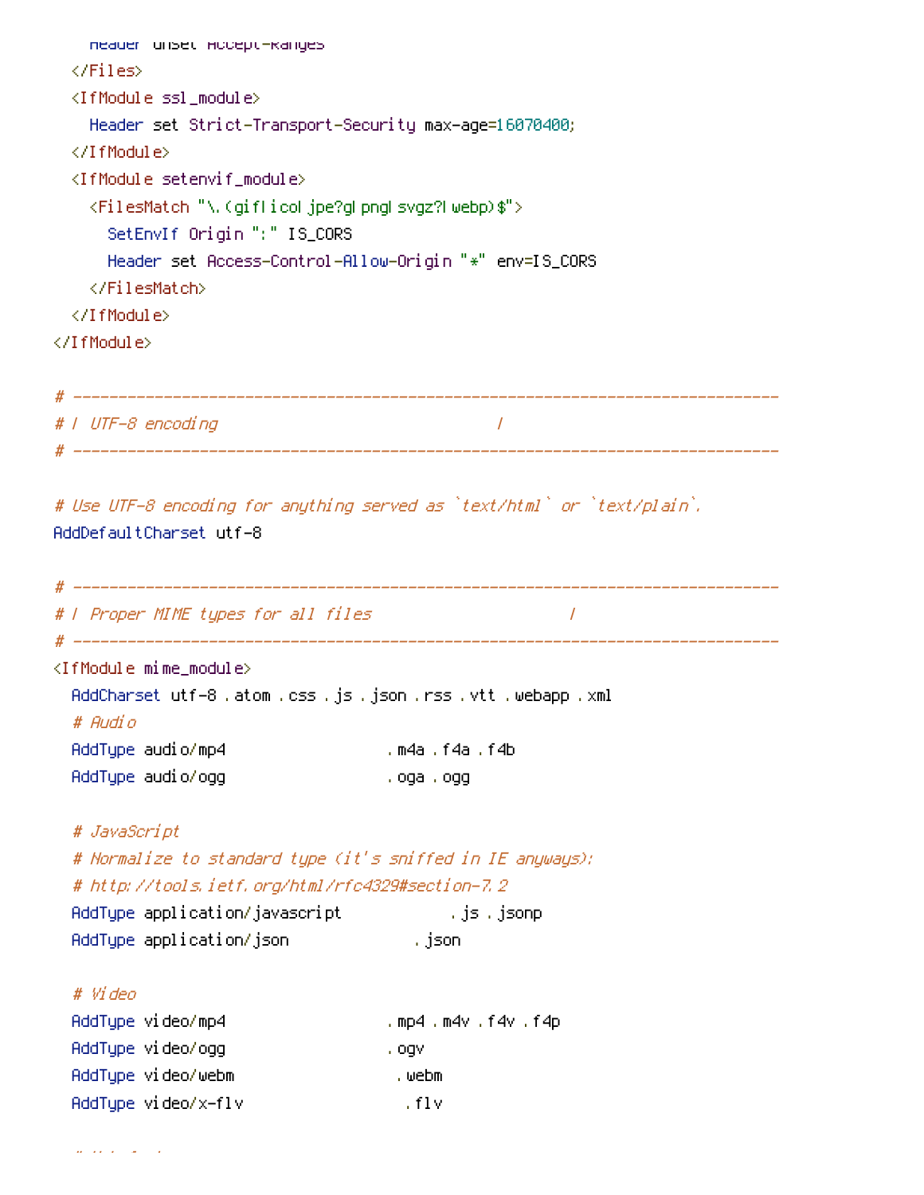```
    Header unset Accept-Ranges
  </Files>
  <IfModule ssl_module>
    Header set Strict-Transport-Security max-age=16070400;
  </IfModule>
  <IfModule setenvif_module>
    <FilesMatch "\.(gif|ico|jpe?g|png|svgz?|webp)$">
      SetEnvIf Origin ":" IS_CORS
      Header set Access-Control-Allow-Origin "*" env=IS_CORS
    </FilesMatch>
  </IfModule>
</IfModule>

# ----------------------------------------------------------------------
# | UTF-8 encoding                                                     |
# ----------------------------------------------------------------------

# Use UTF-8 encoding for anything served as `text/html` or `text/plain`.
AddDefaultCharset utf-8

# ----------------------------------------------------------------------
# | Proper MIME types for all files                                    |
# ----------------------------------------------------------------------
<IfModule mime_module>
  AddCharset utf-8 .atom .css .js .json .rss .vtt .webapp .xml
  # Audio
  AddType audio/mp4                 .m4a .f4a .f4b
  AddType audio/ogg                 .oga .ogg

  # JavaScript
  # Normalize to standard type (it's sniffed in IE anyways):
  # http://tools.ietf.org/html/rfc4329#section-7.2
  AddType application/javascript            .js .jsonp
  AddType application/json              .json

  # Video
  AddType video/mp4                 .mp4 .m4v .f4v .f4p
  AddType video/ogg                 .ogv
  AddType video/webm                 .webm
  AddType video/x-flv                 .flv
```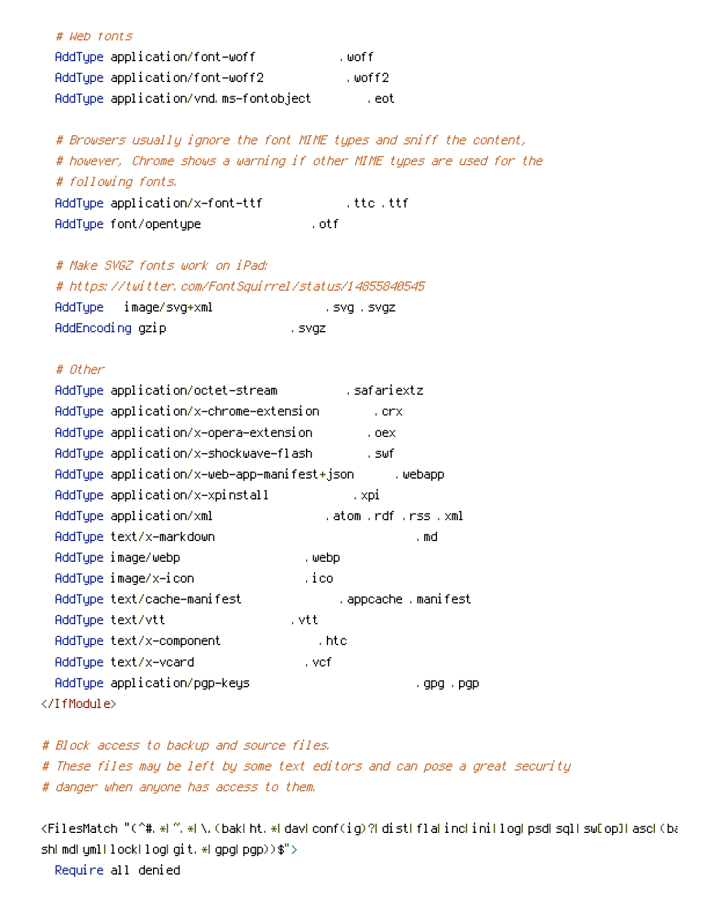```
  # Web fonts
  AddType application/font-woff            .woff
  AddType application/font-woff2           .woff2
  AddType application/vnd.ms-fontobject        .eot

  # Browsers usually ignore the font MIME types and sniff the content,
  # however, Chrome shows a warning if other MIME types are used for the
  # following fonts.
  AddType application/x-font-ttf            .ttc .ttf
  AddType font/opentype                .otf

  # Make SVGZ fonts work on iPad:
  # https://twitter.com/FontSquirrel/status/14855840545
  AddType   image/svg+xml                .svg .svgz
  AddEncoding gzip                  .svgz

  # Other
  AddType application/octet-stream          .safariextz
  AddType application/x-chrome-extension        .crx
  AddType application/x-opera-extension        .oex
  AddType application/x-shockwave-flash        .swf
  AddType application/x-web-app-manifest+json      .webapp
  AddType application/x-xpinstall            .xpi
  AddType application/xml                .atom .rdf .rss .xml
  AddType text/x-markdown                            .md
  AddType image/webp                  .webp
  AddType image/x-icon                 .ico
  AddType text/cache-manifest              .appcache .manifest
  AddType text/vtt                  .vtt
  AddType text/x-component              .htc
  AddType text/x-vcard                 .vcf
  AddType application/pgp-keys                        .gpg .pgp
</IfModule>

# Block access to backup and source files.
# These files may be left by some text editors and can pose a great security
# danger when anyone has access to them.

<FilesMatch "(^#.*#|~.*|\.(bak|ht.*|dav|conf(ig)?|dist|fla|inc|ini|log|psd|sql|sw[op]|asc|(ba
sh|md|yml|lock|log|git.*|gpg|pgp))$">
  Require all denied
```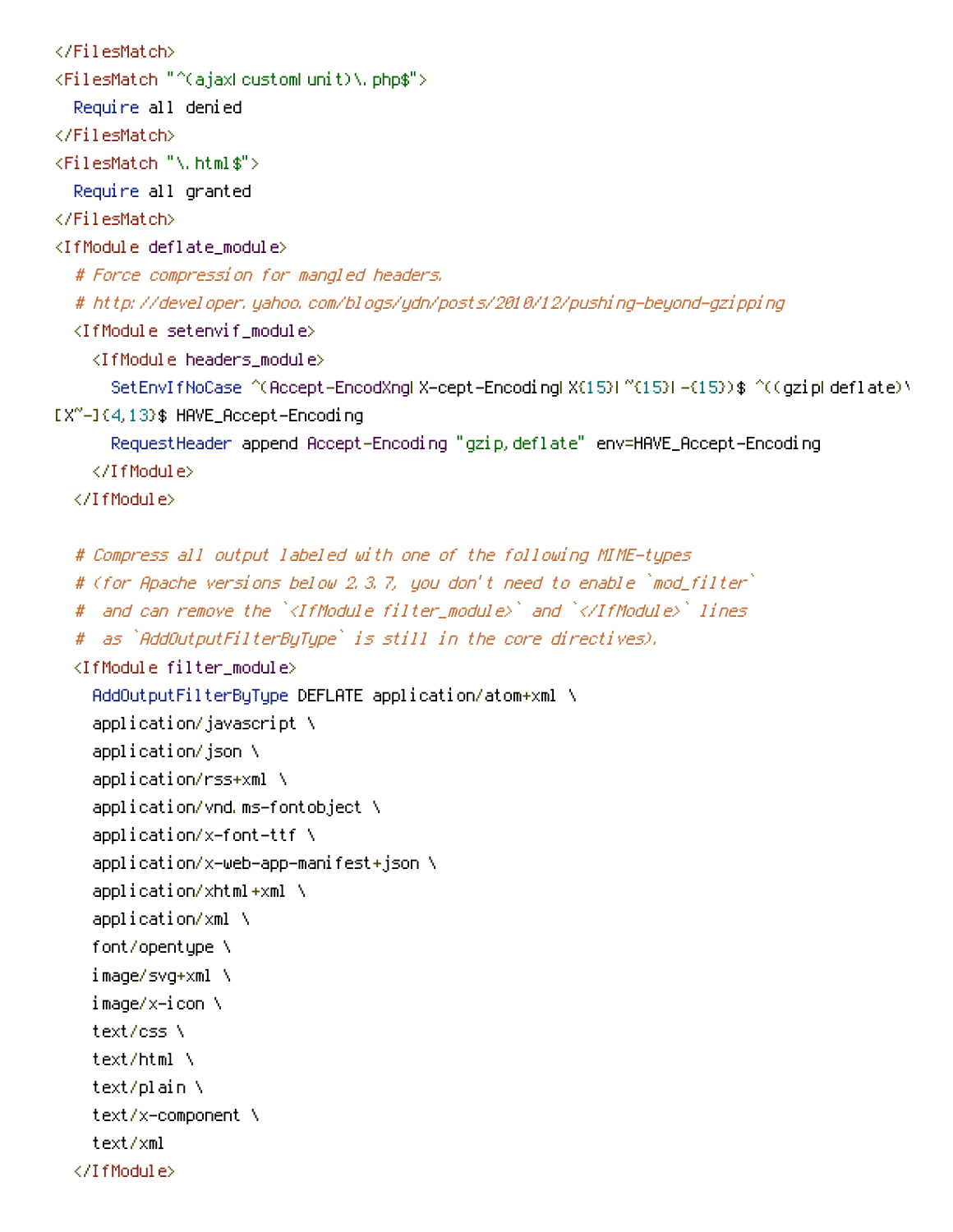```
</FilesMatch>
<FilesMatch "^(ajax|custom|unit)\.php$">
  Require all denied
</FilesMatch>
<FilesMatch "\.html$">
  Require all granted
</FilesMatch>
<IfModule deflate_module>
  # Force compression for mangled headers.
  # http://developer.yahoo.com/blogs/ydn/posts/2010/12/pushing-beyond-gzipping
  <IfModule setenvif_module>
    <IfModule headers_module>
      SetEnvIfNoCase ^(Accept-EncodXng|X-cept-Encoding|X{15}|~{15}|-{15})$ ^((gzip|deflate)\
[X~-]{4,13}$ HAVE_Accept-Encoding
      RequestHeader append Accept-Encoding "gzip,deflate" env=HAVE_Accept-Encoding
    </IfModule>
  </IfModule>

  # Compress all output labeled with one of the following MIME-types
  # (for Apache versions below 2.3.7, you don't need to enable `mod_filter`
  #  and can remove the `<IfModule filter_module>` and `</IfModule>` lines
  #  as `AddOutputFilterByType` is still in the core directives).
  <IfModule filter_module>
    AddOutputFilterByType DEFLATE application/atom+xml \
    application/javascript \
    application/json \
    application/rss+xml \
    application/vnd.ms-fontobject \
    application/x-font-ttf \
    application/x-web-app-manifest+json \
    application/xhtml+xml \
    application/xml \
    font/opentype \
    image/svg+xml \
    image/x-icon \
    text/css \
    text/html \
    text/plain \
    text/x-component \
    text/xml
  </IfModule>
```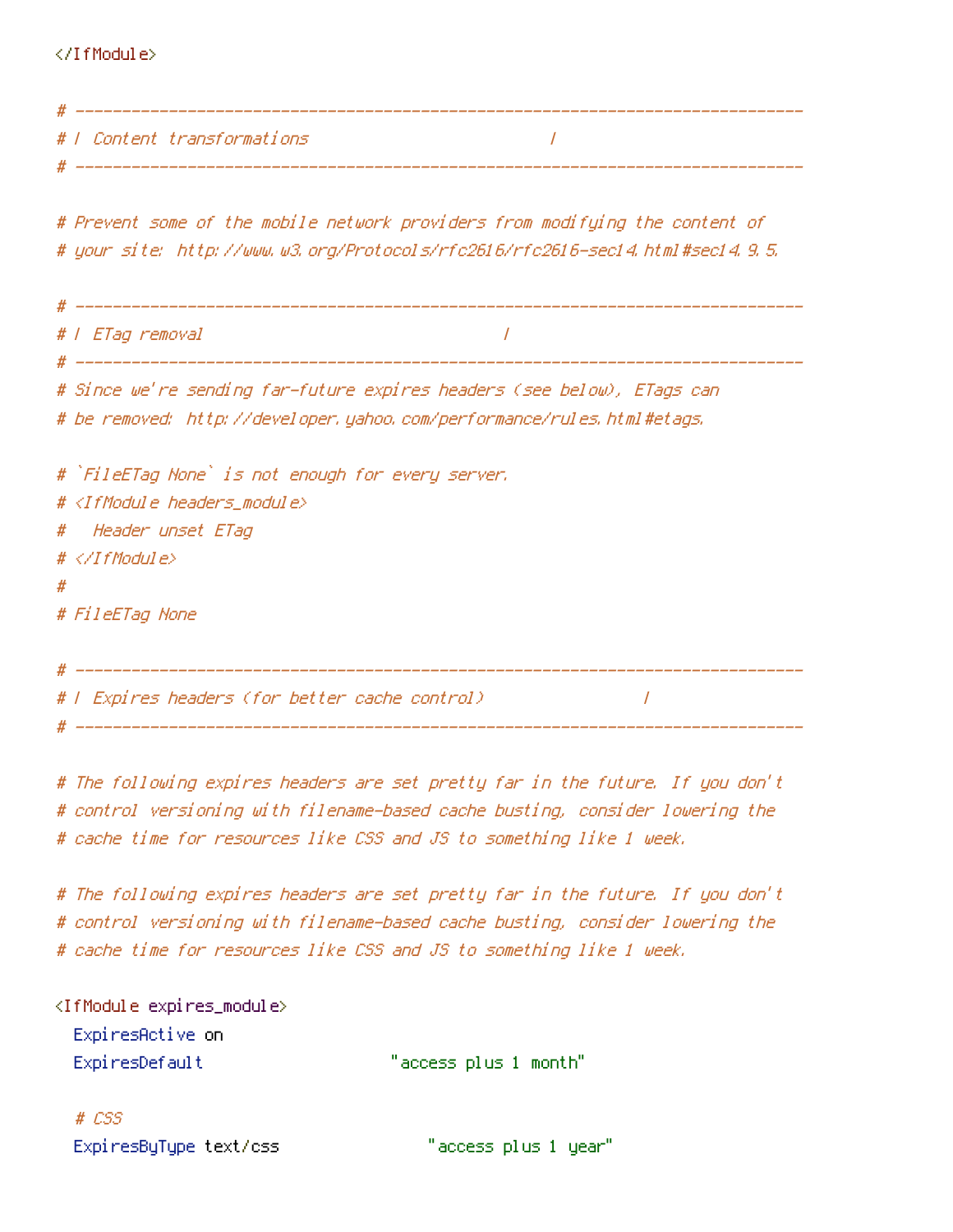```
</IfModule>

# ------------------------------------------------------------------------------
# | Content transformations                                |
# ------------------------------------------------------------------------------

# Prevent some of the mobile network providers from modifying the content of
# your site: http://www.w3.org/Protocols/rfc2616/rfc2616-sec14.html#sec14.9.5.

# ------------------------------------------------------------------------------
# | ETag removal                                       |
# ------------------------------------------------------------------------------
# Since we're sending far-future expires headers (see below), ETags can
# be removed: http://developer.yahoo.com/performance/rules.html#etags.

# `FileETag None` is not enough for every server.
# <IfModule headers_module>
#   Header unset ETag
# </IfModule>
#
# FileETag None

# ------------------------------------------------------------------------------
# | Expires headers (for better cache control)                  |
# ------------------------------------------------------------------------------

# The following expires headers are set pretty far in the future. If you don't
# control versioning with filename-based cache busting, consider lowering the
# cache time for resources like CSS and JS to something like 1 week.

# The following expires headers are set pretty far in the future. If you don't
# control versioning with filename-based cache busting, consider lowering the
# cache time for resources like CSS and JS to something like 1 week.

<IfModule expires_module>
  ExpiresActive on
  ExpiresDefault                  "access plus 1 month"

  # CSS
  ExpiresByType text/css              "access plus 1 year"
```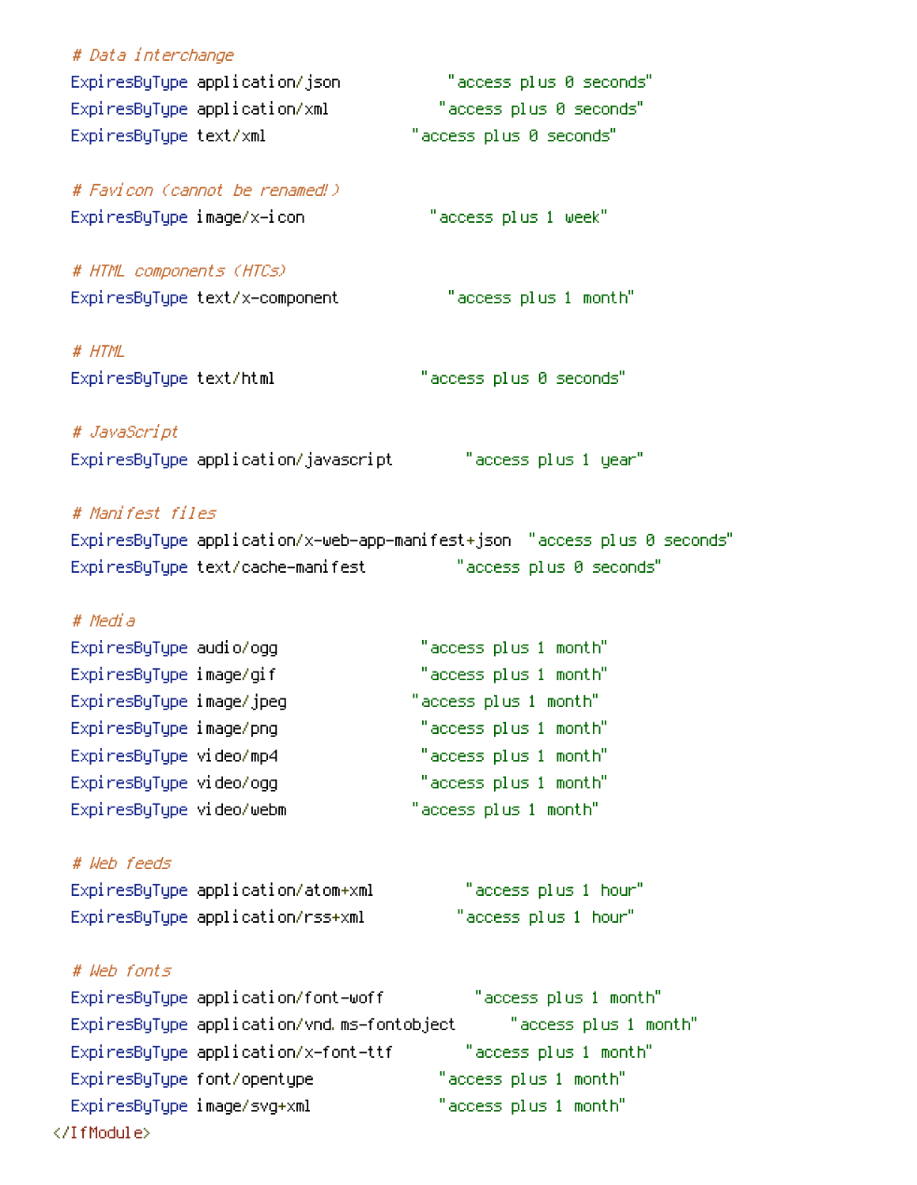```
  # Data interchange
  ExpiresByType application/json            "access plus 0 seconds"
  ExpiresByType application/xml             "access plus 0 seconds"
  ExpiresByType text/xml                    "access plus 0 seconds"

  # Favicon (cannot be renamed!)
  ExpiresByType image/x-icon                "access plus 1 week"

  # HTML components (HTCs)
  ExpiresByType text/x-component            "access plus 1 month"

  # HTML
  ExpiresByType text/html                   "access plus 0 seconds"

  # JavaScript
  ExpiresByType application/javascript      "access plus 1 year"

  # Manifest files
  ExpiresByType application/x-web-app-manifest+json  "access plus 0 seconds"
  ExpiresByType text/cache-manifest         "access plus 0 seconds"

  # Media
  ExpiresByType audio/ogg                   "access plus 1 month"
  ExpiresByType image/gif                   "access plus 1 month"
  ExpiresByType image/jpeg                  "access plus 1 month"
  ExpiresByType image/png                   "access plus 1 month"
  ExpiresByType video/mp4                   "access plus 1 month"
  ExpiresByType video/ogg                   "access plus 1 month"
  ExpiresByType video/webm                  "access plus 1 month"

  # Web feeds
  ExpiresByType application/atom+xml        "access plus 1 hour"
  ExpiresByType application/rss+xml         "access plus 1 hour"

  # Web fonts
  ExpiresByType application/font-woff       "access plus 1 month"
  ExpiresByType application/vnd.ms-fontobject  "access plus 1 month"
  ExpiresByType application/x-font-ttf      "access plus 1 month"
  ExpiresByType font/opentype               "access plus 1 month"
  ExpiresByType image/svg+xml               "access plus 1 month"
</IfModule>
```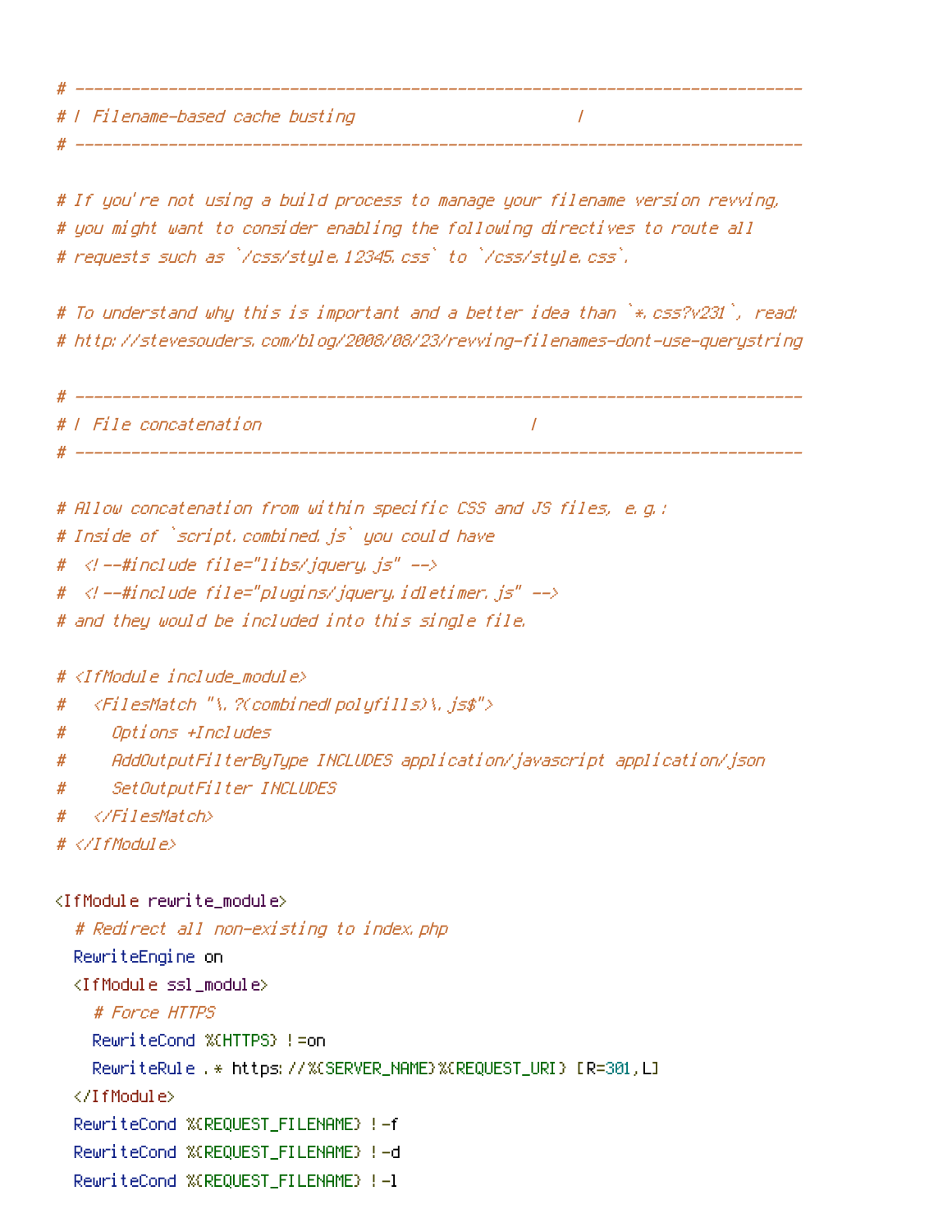```
# ------------------------------------------------------------------------------
# | Filename-based cache busting                         |
# ------------------------------------------------------------------------------

# If you're not using a build process to manage your filename version revving,
# you might want to consider enabling the following directives to route all
# requests such as `/css/style.12345.css` to `/css/style.css`.

# To understand why this is important and a better idea than `*.css?v231`, read:
# http://stevesouders.com/blog/2008/08/23/revving-filenames-dont-use-querystring

# ------------------------------------------------------------------------------
# | File concatenation                              |
# ------------------------------------------------------------------------------

# Allow concatenation from within specific CSS and JS files, e.g.:
# Inside of `script.combined.js` you could have
#   <!--#include file="libs/jquery.js" -->
#   <!--#include file="plugins/jquery.idletimer.js" -->
# and they would be included into this single file.

# <IfModule include_module>
#   <FilesMatch "\.?(combined|polyfills)\.js$">
#     Options +Includes
#     AddOutputFilterByType INCLUDES application/javascript application/json
#     SetOutputFilter INCLUDES
#   </FilesMatch>
# </IfModule>

<IfModule rewrite_module>
  # Redirect all non-existing to index.php
  RewriteEngine on
  <IfModule ssl_module>
    # Force HTTPS
    RewriteCond %{HTTPS} !=on
    RewriteRule .* https://%{SERVER_NAME}%{REQUEST_URI} [R=301,L]
  </IfModule>
  RewriteCond %{REQUEST_FILENAME} !-f
  RewriteCond %{REQUEST_FILENAME} !-d
  RewriteCond %{REQUEST_FILENAME} !-l
```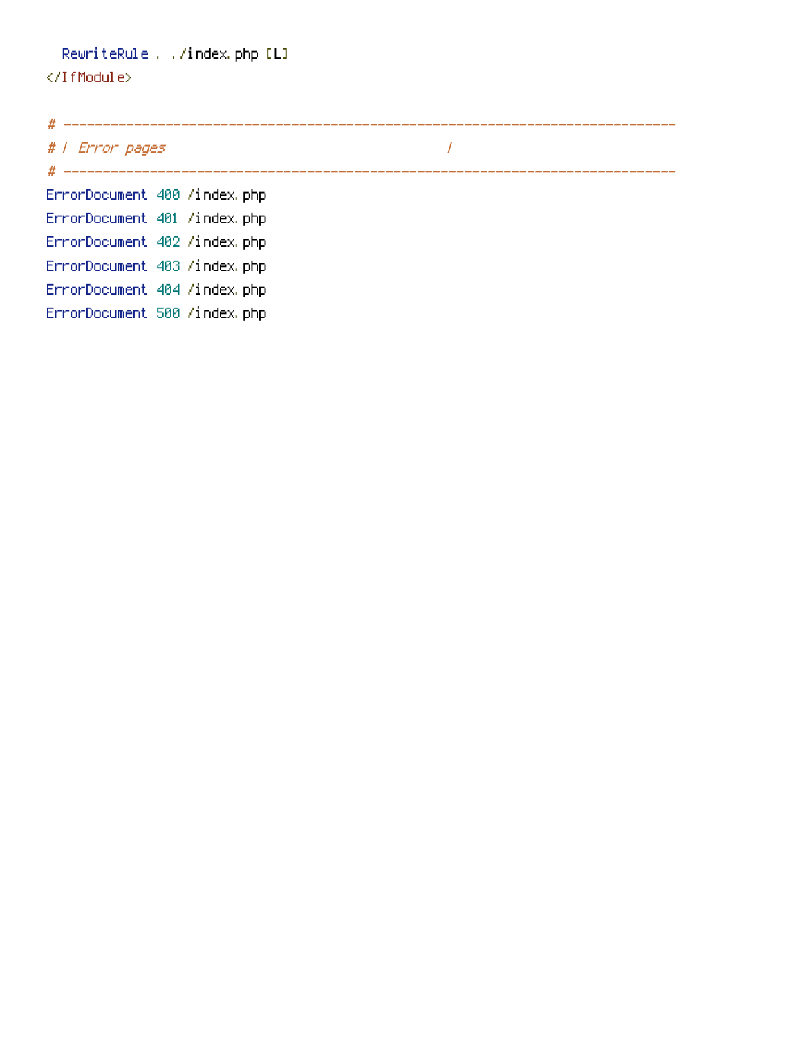```
  RewriteRule . ./index.php [L]
</IfModule>

# ----------------------------------------------------------------------
# | Error pages                                   |
# ----------------------------------------------------------------------
ErrorDocument 400 /index.php
ErrorDocument 401 /index.php
ErrorDocument 402 /index.php
ErrorDocument 403 /index.php
ErrorDocument 404 /index.php
ErrorDocument 500 /index.php
```